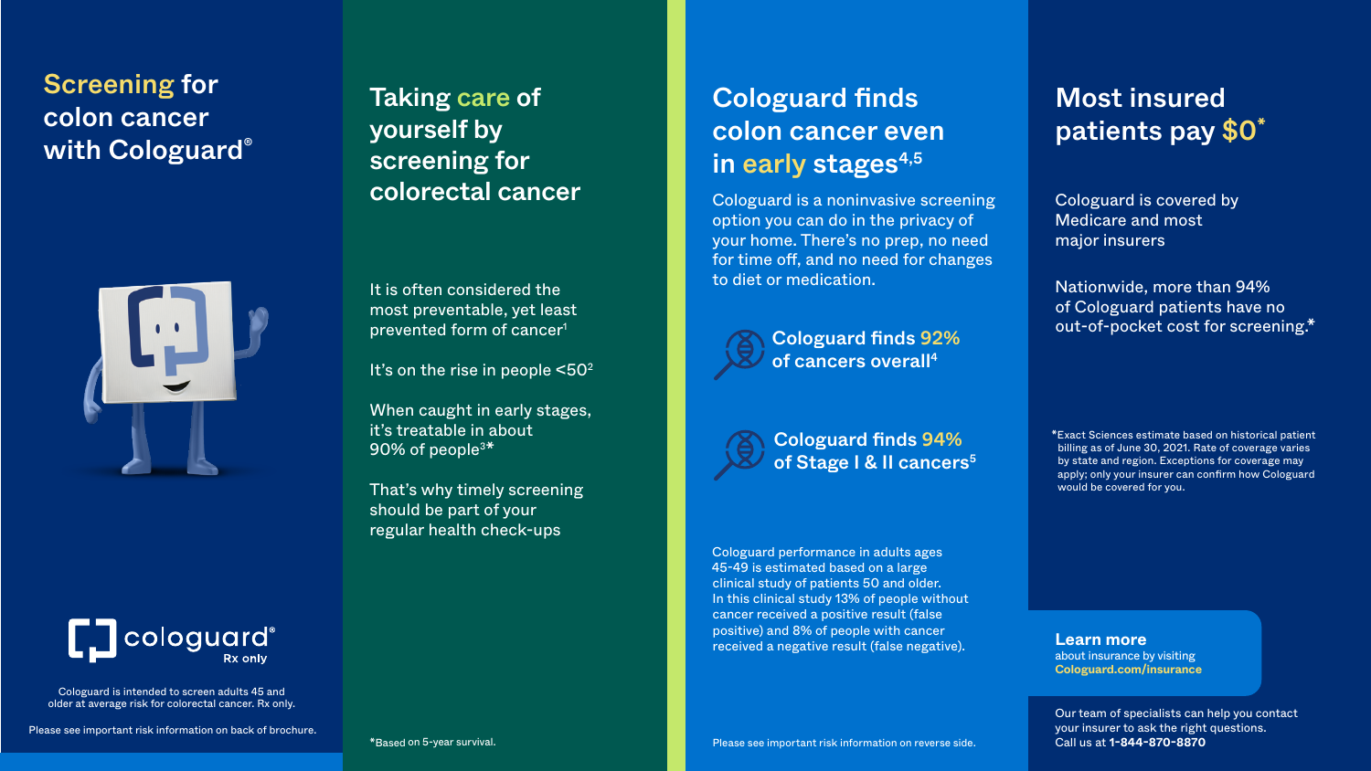# Screening for colon cancer with Cologuard®

cologuard®
Rx only

Cologuard is intended to screen adults 45 and older at average risk for colorectal cancer. Rx only.

Please see important risk information on back of brochure.

## Taking care of yourself by screening for colorectal cancer

It is often considered the most preventable, yet least prevented form of cancer[1]

It's on the rise in people <50[2]

When caught in early stages, it's treatable in about 90% of people[3]*

That's why timely screening should be part of your regular health check-ups

*Based on 5-year survival.

## Cologuard finds colon cancer even in early stages[4,5]

Cologuard is a noninvasive screening option you can do in the privacy of your home. There's no prep, no need for time off, and no need for changes to diet or medication.

**Cologuard finds 92% of cancers overall[4]**

**Cologuard finds 94% of Stage I & II cancers[5]**

Cologuard performance in adults ages 45-49 is estimated based on a large clinical study of patients 50 and older. In this clinical study 13% of people without cancer received a positive result (false positive) and 8% of people with cancer received a negative result (false negative).

Please see important risk information on reverse side.

## Most insured patients pay $0*

Cologuard is covered by Medicare and most major insurers

Nationwide, more than 94% of Cologuard patients have no out-of-pocket cost for screening.*

*Exact Sciences estimate based on historical patient billing as of June 30, 2021. Rate of coverage varies by state and region. Exceptions for coverage may apply; only your insurer can confirm how Cologuard would be covered for you.

**Learn more** about insurance by visiting **Cologuard.com/insurance**

Our team of specialists can help you contact your insurer to ask the right questions. Call us at **1-844-870-8870**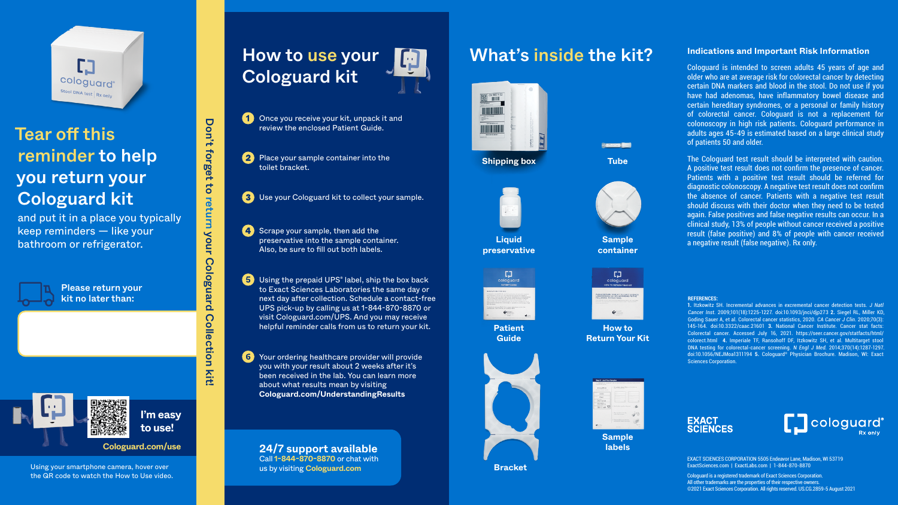# Tear off this reminder to help you return your Cologuard kit

and put it in a place you typically keep reminders — like your bathroom or refrigerator.

Please return your kit no later than:

I'm easy to use!

Cologuard.com/use

Using your smartphone camera, hover over the QR code to watch the How to Use video.

Don't forget to return your Cologuard Collection kit!

## How to use your Cologuard kit

1. Once you receive your kit, unpack it and review the enclosed Patient Guide.
2. Place your sample container into the toilet bracket.
3. Use your Cologuard kit to collect your sample.
4. Scrape your sample, then add the preservative into the sample container. Also, be sure to fill out both labels.
5. Using the prepaid UPS® label, ship the box back to Exact Sciences Laboratories the same day or next day after collection. Schedule a contact-free UPS pick-up by calling us at 1-844-870-8870 or visit Cologuard.com/UPS. And you may receive helpful reminder calls from us to return your kit.
6. Your ordering healthcare provider will provide you with your result about 2 weeks after it's been received in the lab. You can learn more about what results mean by visiting **Cologuard.com/UnderstandingResults**

**24/7 support available**
Call **1-844-870-8870** or chat with us by visiting **Cologuard.com**

## What's inside the kit?

- Shipping box
- Tube
- Liquid preservative
- Sample container
- Patient Guide
- How to Return Your Kit
- Bracket
- Sample labels

### Indications and Important Risk Information

Cologuard is intended to screen adults 45 years of age and older who are at average risk for colorectal cancer by detecting certain DNA markers and blood in the stool. Do not use if you have had adenomas, have inflammatory bowel disease and certain hereditary syndromes, or a personal or family history of colorectal cancer. Cologuard is not a replacement for colonoscopy in high risk patients. Cologuard performance in adults ages 45-49 is estimated based on a large clinical study of patients 50 and older.

The Cologuard test result should be interpreted with caution. A positive test result does not confirm the presence of cancer. Patients with a positive test result should be referred for diagnostic colonoscopy. A negative test result does not confirm the absence of cancer. Patients with a negative test result should discuss with their doctor when they need to be tested again. False positives and false negative results can occur. In a clinical study, 13% of people without cancer received a positive result (false positive) and 8% of people with cancer received a negative result (false negative). Rx only.

**REFERENCES:**
**1.** Itzkowitz SH. Incremental advances in excremental cancer detection tests. *J Natl Cancer Inst.* 2009;101(18):1225-1227. doi:10.1093/jnci/djp273 **2.** Siegel RL, Miller KD, Goding Sauer A, et al. Colorectal cancer statistics, 2020. *CA Cancer J Clin.* 2020;70(3):145-164. doi:10.3322/caac.21601 **3.** National Cancer Institute. Cancer stat facts: Colorectal cancer. Accessed July 16, 2021. https://seer.cancer.gov/statfacts/html/colorect.html **4.** Imperiale TF, Ransohoff DF, Itzkowitz SH, et al. Multitarget stool DNA testing for colorectal-cancer screening. *N Engl J Med.* 2014;370(14):1287-1297. doi:10.1056/NEJMoa1311194 **5.** Cologuard® Physician Brochure. Madison, WI: Exact Sciences Corporation.

EXACT SCIENCES

cologuard® Rx only

EXACT SCIENCES CORPORATION 5505 Endeavor Lane, Madison, WI 53719
ExactSciences.com | ExactLabs.com | 1-844-870-8870

Cologuard is a registered trademark of Exact Sciences Corporation.
All other trademarks are the properties of their respective owners.
©2021 Exact Sciences Corporation. All rights reserved. US.CG.2859-5 August 2021